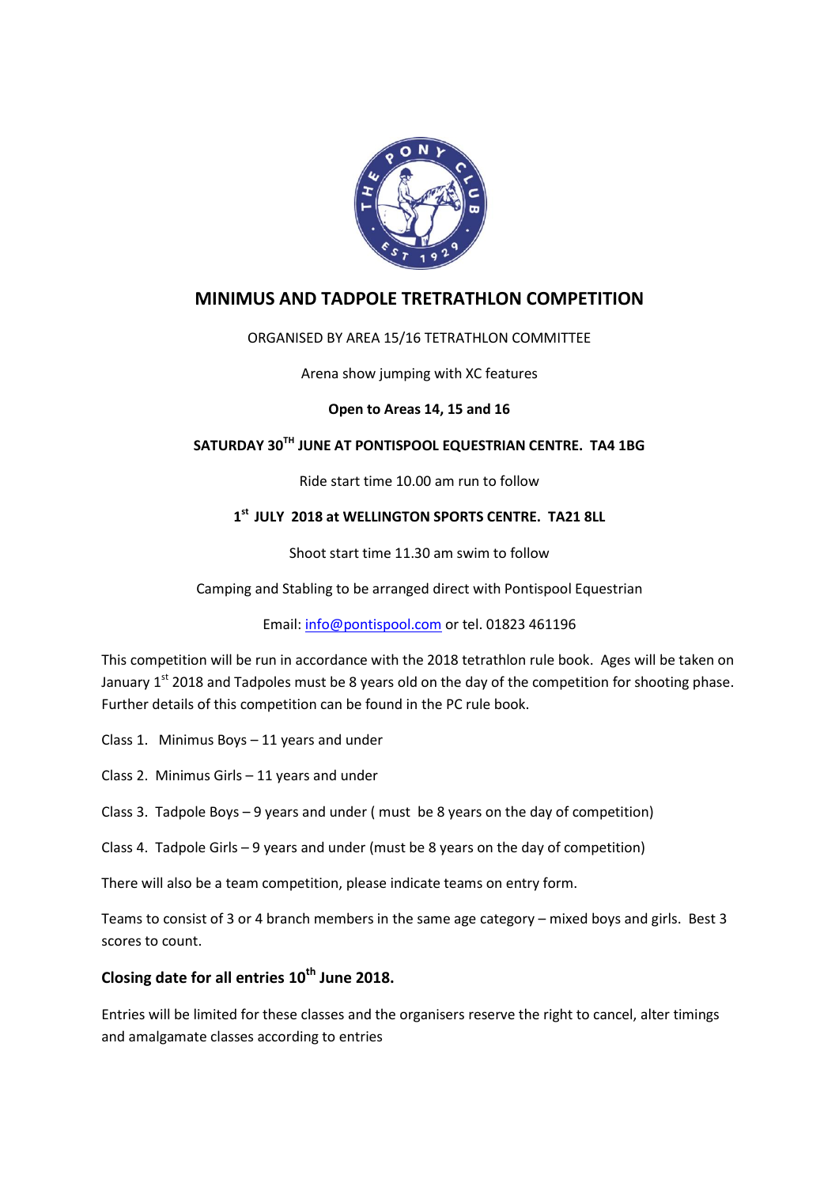# MINIMUS AND TADPOLE TRETRATHLON COMPETITION

ORGANISED BY AREA 15/16 TETRATHLON COMMITTEE

Arena show jumping with XC features

**Open to Areas 14, 15 and 16**

**SATURDAY 30TH JUNE AT PONTISPOOL EQUESTRIAN CENTRE. TA4 1BG**

Ride start time 10.00 am run to follow

**1st JULY 2018 at WELLINGTON SPORTS CENTRE. TA21 8LL**

Shoot start time 11.30 am swim to follow

Camping and Stabling to be arranged direct with Pontispool Equestrian

Email: info@pontispool.com or tel. 01823 461196

This competition will be run in accordance with the 2018 tetrathlon rule book. Ages will be taken on January 1st 2018 and Tadpoles must be 8 years old on the day of the competition for shooting phase. Further details of this competition can be found in the PC rule book.

Class 1. Minimus Boys – 11 years and under

Class 2. Minimus Girls – 11 years and under

Class 3. Tadpole Boys – 9 years and under ( must be 8 years on the day of competition)

Class 4. Tadpole Girls – 9 years and under (must be 8 years on the day of competition)

There will also be a team competition, please indicate teams on entry form.

Teams to consist of 3 or 4 branch members in the same age category – mixed boys and girls. Best 3 scores to count.

## Closing date for all entries 10th June 2018.

Entries will be limited for these classes and the organisers reserve the right to cancel, alter timings and amalgamate classes according to entries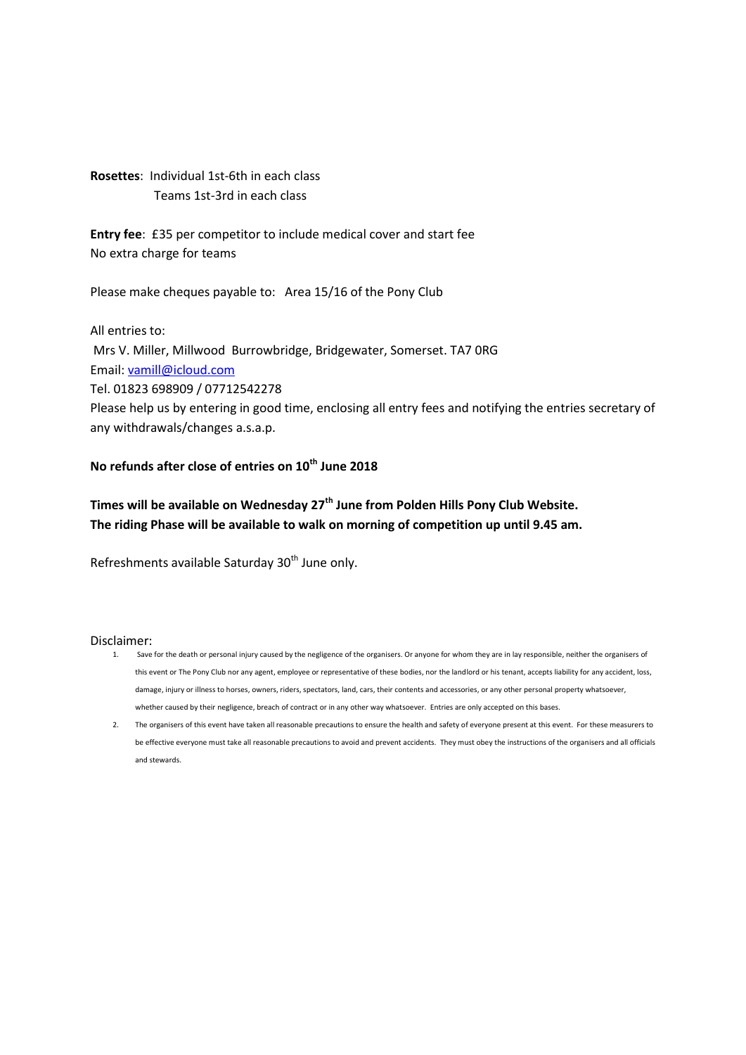**Rosettes**: Individual 1st-6th in each class
Teams 1st-3rd in each class

**Entry fee**: £35 per competitor to include medical cover and start fee
No extra charge for teams

Please make cheques payable to: Area 15/16 of the Pony Club

All entries to:
Mrs V. Miller, Millwood Burrowbridge, Bridgewater, Somerset. TA7 0RG
Email: vamill@icloud.com
Tel. 01823 698909 / 07712542278
Please help us by entering in good time, enclosing all entry fees and notifying the entries secretary of any withdrawals/changes a.s.a.p.

**No refunds after close of entries on 10th June 2018**

**Times will be available on Wednesday 27th June from Polden Hills Pony Club Website.**
**The riding Phase will be available to walk on morning of competition up until 9.45 am.**

Refreshments available Saturday 30th June only.

Disclaimer:

1. Save for the death or personal injury caused by the negligence of the organisers. Or anyone for whom they are in lay responsible, neither the organisers of this event or The Pony Club nor any agent, employee or representative of these bodies, nor the landlord or his tenant, accepts liability for any accident, loss, damage, injury or illness to horses, owners, riders, spectators, land, cars, their contents and accessories, or any other personal property whatsoever, whether caused by their negligence, breach of contract or in any other way whatsoever. Entries are only accepted on this bases.
2. The organisers of this event have taken all reasonable precautions to ensure the health and safety of everyone present at this event. For these measurers to be effective everyone must take all reasonable precautions to avoid and prevent accidents. They must obey the instructions of the organisers and all officials and stewards.